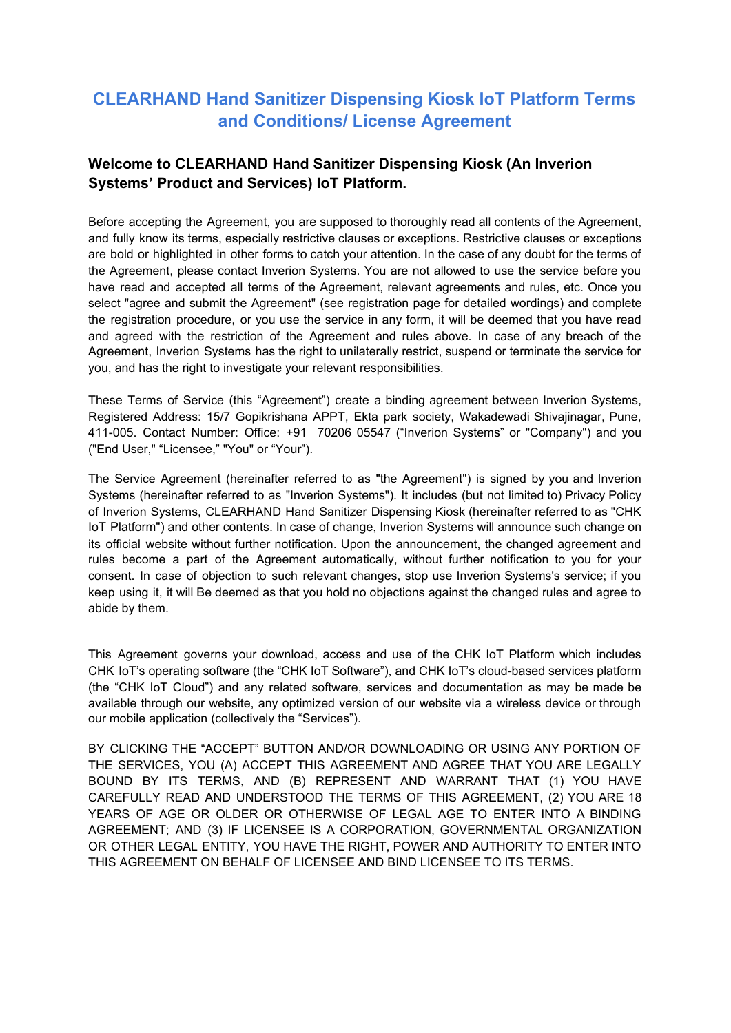# CLEARHAND Hand Sanitizer Dispensing Kiosk IoT Platform Terms and Conditions/ License Agreement

## Welcome to CLEARHAND Hand Sanitizer Dispensing Kiosk (An Inverion Systems' Product and Services) IoT Platform.

Before accepting the Agreement, you are supposed to thoroughly read all contents of the Agreement, and fully know its terms, especially restrictive clauses or exceptions. Restrictive clauses or exceptions are bold or highlighted in other forms to catch your attention. In the case of any doubt for the terms of the Agreement, please contact Inverion Systems. You are not allowed to use the service before you have read and accepted all terms of the Agreement, relevant agreements and rules, etc. Once you select "agree and submit the Agreement" (see registration page for detailed wordings) and complete the registration procedure, or you use the service in any form, it will be deemed that you have read and agreed with the restriction of the Agreement and rules above. In case of any breach of the Agreement, Inverion Systems has the right to unilaterally restrict, suspend or terminate the service for you, and has the right to investigate your relevant responsibilities.

These Terms of Service (this "Agreement") create a binding agreement between Inverion Systems, Registered Address: 15/7 Gopikrishana APPT, Ekta park society, Wakadewadi Shivajinagar, Pune, 411-005. Contact Number: Office: +91 70206 05547 ("Inverion Systems" or "Company") and you ("End User," "Licensee," "You" or "Your").

The Service Agreement (hereinafter referred to as "the Agreement") is signed by you and Inverion Systems (hereinafter referred to as "Inverion Systems"). It includes (but not limited to) Privacy Policy of Inverion Systems, CLEARHAND Hand Sanitizer Dispensing Kiosk (hereinafter referred to as "CHK IoT Platform") and other contents. In case of change, Inverion Systems will announce such change on its official website without further notification. Upon the announcement, the changed agreement and rules become a part of the Agreement automatically, without further notification to you for your consent. In case of objection to such relevant changes, stop use Inverion Systems's service; if you keep using it, it will Be deemed as that you hold no objections against the changed rules and agree to abide by them.

This Agreement governs your download, access and use of the CHK IoT Platform which includes CHK IoT's operating software (the "CHK IoT Software"), and CHK IoT's cloud-based services platform (the "CHK IoT Cloud") and any related software, services and documentation as may be made be available through our website, any optimized version of our website via a wireless device or through our mobile application (collectively the "Services").

BY CLICKING THE "ACCEPT" BUTTON AND/OR DOWNLOADING OR USING ANY PORTION OF THE SERVICES, YOU (A) ACCEPT THIS AGREEMENT AND AGREE THAT YOU ARE LEGALLY BOUND BY ITS TERMS, AND (B) REPRESENT AND WARRANT THAT (1) YOU HAVE CAREFULLY READ AND UNDERSTOOD THE TERMS OF THIS AGREEMENT, (2) YOU ARE 18 YEARS OF AGE OR OLDER OR OTHERWISE OF LEGAL AGE TO ENTER INTO A BINDING AGREEMENT; AND (3) IF LICENSEE IS A CORPORATION, GOVERNMENTAL ORGANIZATION OR OTHER LEGAL ENTITY, YOU HAVE THE RIGHT, POWER AND AUTHORITY TO ENTER INTO THIS AGREEMENT ON BEHALF OF LICENSEE AND BIND LICENSEE TO ITS TERMS.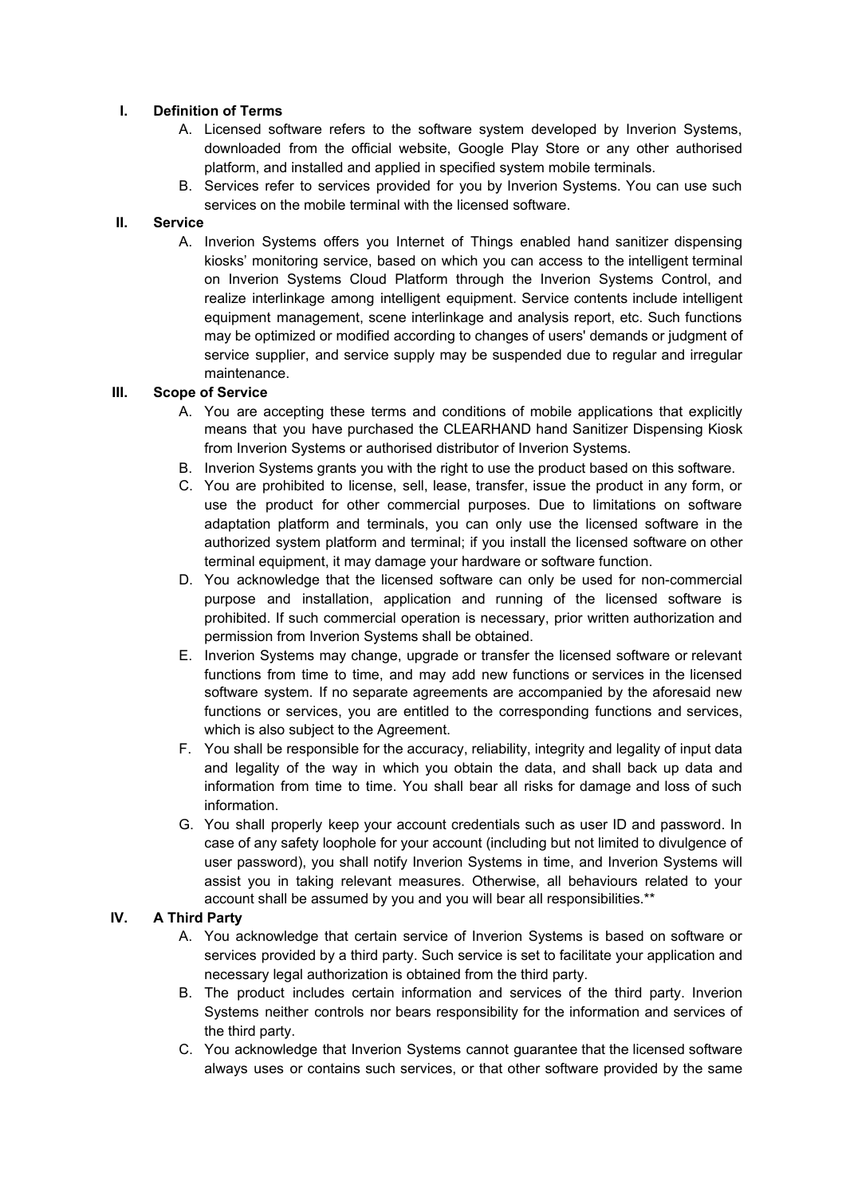## I. Definition of Terms

A. Licensed software refers to the software system developed by Inverion Systems, downloaded from the official website, Google Play Store or any other authorised platform, and installed and applied in specified system mobile terminals.

B. Services refer to services provided for you by Inverion Systems. You can use such services on the mobile terminal with the licensed software.

## II. Service

A. Inverion Systems offers you Internet of Things enabled hand sanitizer dispensing kiosks' monitoring service, based on which you can access to the intelligent terminal on Inverion Systems Cloud Platform through the Inverion Systems Control, and realize interlinkage among intelligent equipment. Service contents include intelligent equipment management, scene interlinkage and analysis report, etc. Such functions may be optimized or modified according to changes of users' demands or judgment of service supplier, and service supply may be suspended due to regular and irregular maintenance.

## III. Scope of Service

A. You are accepting these terms and conditions of mobile applications that explicitly means that you have purchased the CLEARHAND hand Sanitizer Dispensing Kiosk from Inverion Systems or authorised distributor of Inverion Systems.

B. Inverion Systems grants you with the right to use the product based on this software.

C. You are prohibited to license, sell, lease, transfer, issue the product in any form, or use the product for other commercial purposes. Due to limitations on software adaptation platform and terminals, you can only use the licensed software in the authorized system platform and terminal; if you install the licensed software on other terminal equipment, it may damage your hardware or software function.

D. You acknowledge that the licensed software can only be used for non-commercial purpose and installation, application and running of the licensed software is prohibited. If such commercial operation is necessary, prior written authorization and permission from Inverion Systems shall be obtained.

E. Inverion Systems may change, upgrade or transfer the licensed software or relevant functions from time to time, and may add new functions or services in the licensed software system. If no separate agreements are accompanied by the aforesaid new functions or services, you are entitled to the corresponding functions and services, which is also subject to the Agreement.

F. You shall be responsible for the accuracy, reliability, integrity and legality of input data and legality of the way in which you obtain the data, and shall back up data and information from time to time. You shall bear all risks for damage and loss of such information.

G. You shall properly keep your account credentials such as user ID and password. In case of any safety loophole for your account (including but not limited to divulgence of user password), you shall notify Inverion Systems in time, and Inverion Systems will assist you in taking relevant measures. Otherwise, all behaviours related to your account shall be assumed by you and you will bear all responsibilities.**

## IV. A Third Party

A. You acknowledge that certain service of Inverion Systems is based on software or services provided by a third party. Such service is set to facilitate your application and necessary legal authorization is obtained from the third party.

B. The product includes certain information and services of the third party. Inverion Systems neither controls nor bears responsibility for the information and services of the third party.

C. You acknowledge that Inverion Systems cannot guarantee that the licensed software always uses or contains such services, or that other software provided by the same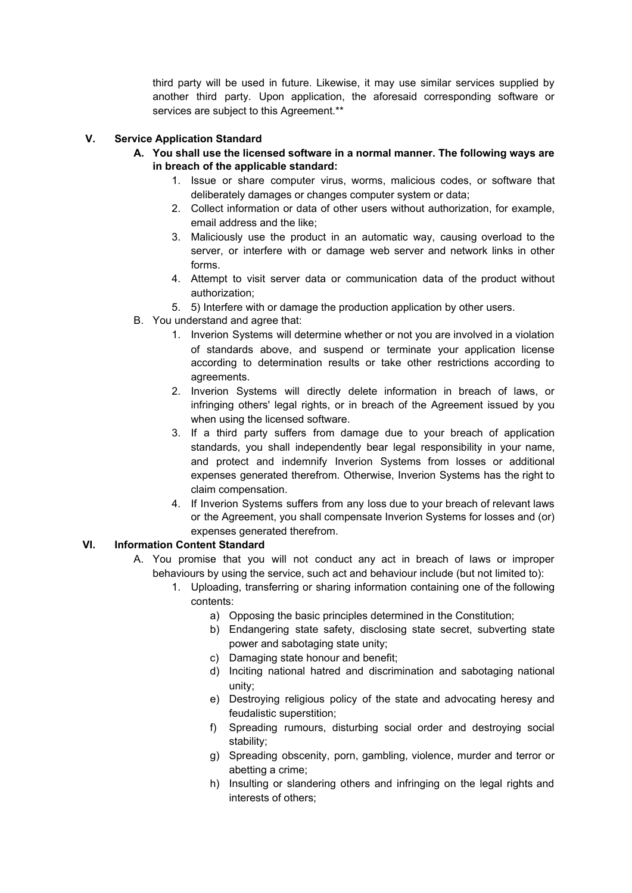third party will be used in future. Likewise, it may use similar services supplied by another third party. Upon application, the aforesaid corresponding software or services are subject to this Agreement.**

## V. Service Application Standard

**A. You shall use the licensed software in a normal manner. The following ways are in breach of the applicable standard:**

1. Issue or share computer virus, worms, malicious codes, or software that deliberately damages or changes computer system or data;
2. Collect information or data of other users without authorization, for example, email address and the like;
3. Maliciously use the product in an automatic way, causing overload to the server, or interfere with or damage web server and network links in other forms.
4. Attempt to visit server data or communication data of the product without authorization;
5. 5) Interfere with or damage the production application by other users.

B. You understand and agree that:

1. Inverion Systems will determine whether or not you are involved in a violation of standards above, and suspend or terminate your application license according to determination results or take other restrictions according to agreements.
2. Inverion Systems will directly delete information in breach of laws, or infringing others' legal rights, or in breach of the Agreement issued by you when using the licensed software.
3. If a third party suffers from damage due to your breach of application standards, you shall independently bear legal responsibility in your name, and protect and indemnify Inverion Systems from losses or additional expenses generated therefrom. Otherwise, Inverion Systems has the right to claim compensation.
4. If Inverion Systems suffers from any loss due to your breach of relevant laws or the Agreement, you shall compensate Inverion Systems for losses and (or) expenses generated therefrom.

## VI. Information Content Standard

A. You promise that you will not conduct any act in breach of laws or improper behaviours by using the service, such act and behaviour include (but not limited to):

1. Uploading, transferring or sharing information containing one of the following contents:
    a) Opposing the basic principles determined in the Constitution;
    b) Endangering state safety, disclosing state secret, subverting state power and sabotaging state unity;
    c) Damaging state honour and benefit;
    d) Inciting national hatred and discrimination and sabotaging national unity;
    e) Destroying religious policy of the state and advocating heresy and feudalistic superstition;
    f) Spreading rumours, disturbing social order and destroying social stability;
    g) Spreading obscenity, porn, gambling, violence, murder and terror or abetting a crime;
    h) Insulting or slandering others and infringing on the legal rights and interests of others;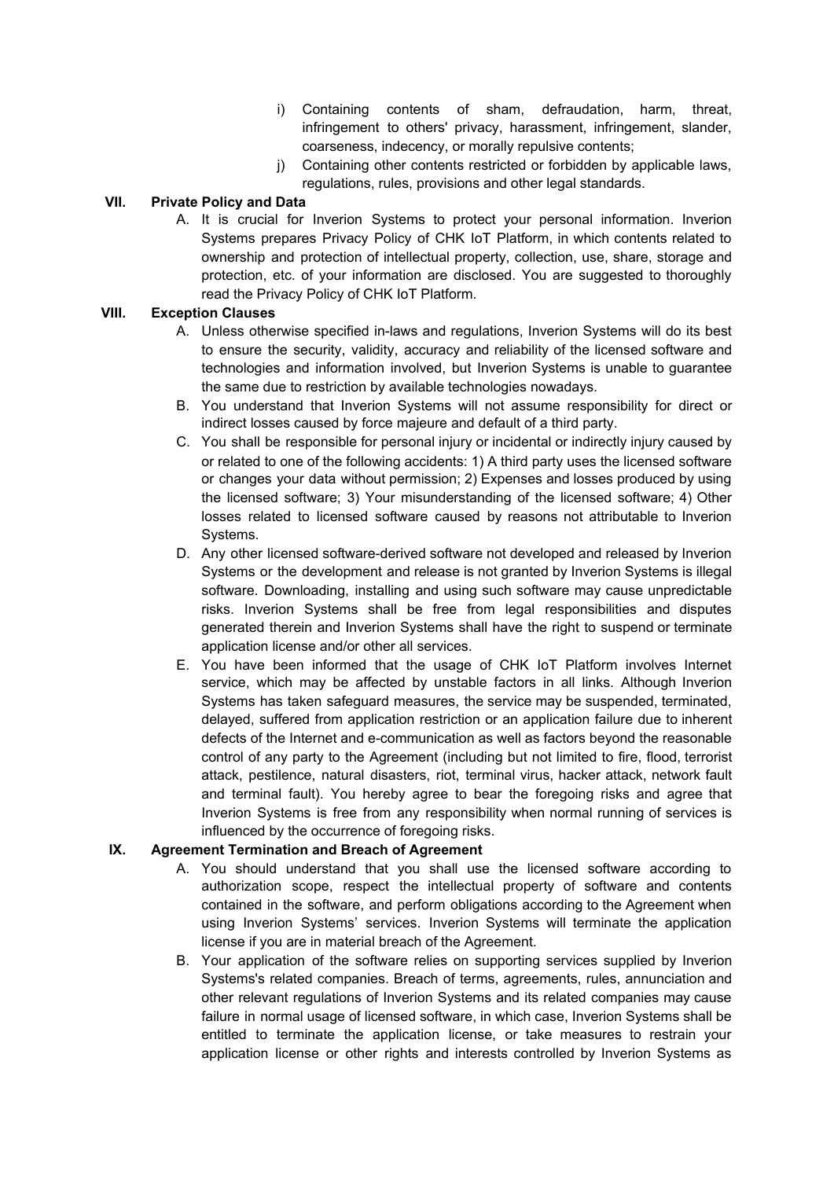i) Containing contents of sham, defraudation, harm, threat, infringement to others' privacy, harassment, infringement, slander, coarseness, indecency, or morally repulsive contents;

j) Containing other contents restricted or forbidden by applicable laws, regulations, rules, provisions and other legal standards.

## VII. Private Policy and Data

A. It is crucial for Inverion Systems to protect your personal information. Inverion Systems prepares Privacy Policy of CHK IoT Platform, in which contents related to ownership and protection of intellectual property, collection, use, share, storage and protection, etc. of your information are disclosed. You are suggested to thoroughly read the Privacy Policy of CHK IoT Platform.

## VIII. Exception Clauses

A. Unless otherwise specified in-laws and regulations, Inverion Systems will do its best to ensure the security, validity, accuracy and reliability of the licensed software and technologies and information involved, but Inverion Systems is unable to guarantee the same due to restriction by available technologies nowadays.

B. You understand that Inverion Systems will not assume responsibility for direct or indirect losses caused by force majeure and default of a third party.

C. You shall be responsible for personal injury or incidental or indirectly injury caused by or related to one of the following accidents: 1) A third party uses the licensed software or changes your data without permission; 2) Expenses and losses produced by using the licensed software; 3) Your misunderstanding of the licensed software; 4) Other losses related to licensed software caused by reasons not attributable to Inverion Systems.

D. Any other licensed software-derived software not developed and released by Inverion Systems or the development and release is not granted by Inverion Systems is illegal software. Downloading, installing and using such software may cause unpredictable risks. Inverion Systems shall be free from legal responsibilities and disputes generated therein and Inverion Systems shall have the right to suspend or terminate application license and/or other all services.

E. You have been informed that the usage of CHK IoT Platform involves Internet service, which may be affected by unstable factors in all links. Although Inverion Systems has taken safeguard measures, the service may be suspended, terminated, delayed, suffered from application restriction or an application failure due to inherent defects of the Internet and e-communication as well as factors beyond the reasonable control of any party to the Agreement (including but not limited to fire, flood, terrorist attack, pestilence, natural disasters, riot, terminal virus, hacker attack, network fault and terminal fault). You hereby agree to bear the foregoing risks and agree that Inverion Systems is free from any responsibility when normal running of services is influenced by the occurrence of foregoing risks.

## IX. Agreement Termination and Breach of Agreement

A. You should understand that you shall use the licensed software according to authorization scope, respect the intellectual property of software and contents contained in the software, and perform obligations according to the Agreement when using Inverion Systems' services. Inverion Systems will terminate the application license if you are in material breach of the Agreement.

B. Your application of the software relies on supporting services supplied by Inverion Systems's related companies. Breach of terms, agreements, rules, annunciation and other relevant regulations of Inverion Systems and its related companies may cause failure in normal usage of licensed software, in which case, Inverion Systems shall be entitled to terminate the application license, or take measures to restrain your application license or other rights and interests controlled by Inverion Systems as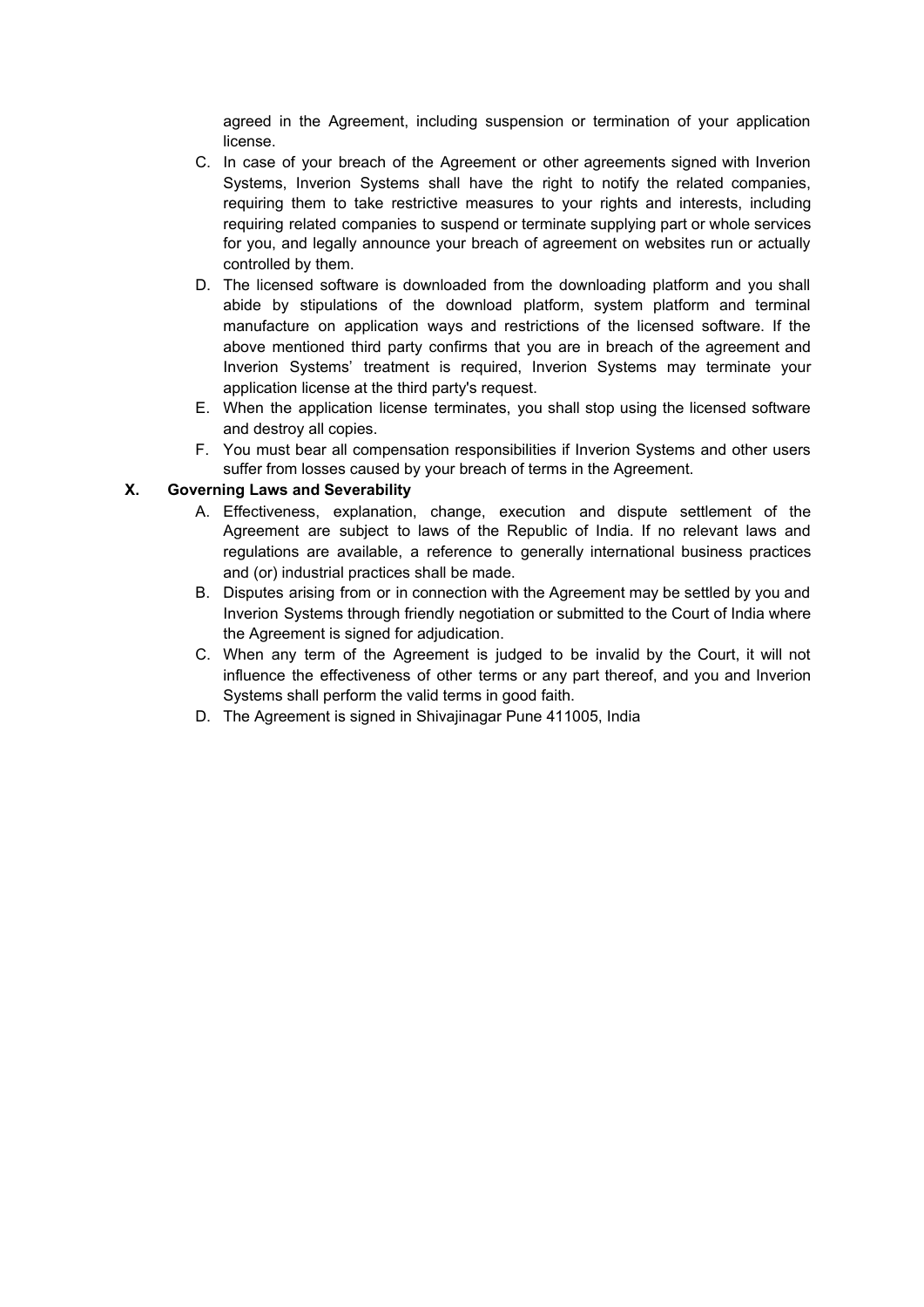agreed in the Agreement, including suspension or termination of your application license.

C. In case of your breach of the Agreement or other agreements signed with Inverion Systems, Inverion Systems shall have the right to notify the related companies, requiring them to take restrictive measures to your rights and interests, including requiring related companies to suspend or terminate supplying part or whole services for you, and legally announce your breach of agreement on websites run or actually controlled by them.

D. The licensed software is downloaded from the downloading platform and you shall abide by stipulations of the download platform, system platform and terminal manufacture on application ways and restrictions of the licensed software. If the above mentioned third party confirms that you are in breach of the agreement and Inverion Systems' treatment is required, Inverion Systems may terminate your application license at the third party's request.

E. When the application license terminates, you shall stop using the licensed software and destroy all copies.

F. You must bear all compensation responsibilities if Inverion Systems and other users suffer from losses caused by your breach of terms in the Agreement.

## X. Governing Laws and Severability

A. Effectiveness, explanation, change, execution and dispute settlement of the Agreement are subject to laws of the Republic of India. If no relevant laws and regulations are available, a reference to generally international business practices and (or) industrial practices shall be made.

B. Disputes arising from or in connection with the Agreement may be settled by you and Inverion Systems through friendly negotiation or submitted to the Court of India where the Agreement is signed for adjudication.

C. When any term of the Agreement is judged to be invalid by the Court, it will not influence the effectiveness of other terms or any part thereof, and you and Inverion Systems shall perform the valid terms in good faith.

D. The Agreement is signed in Shivajinagar Pune 411005, India